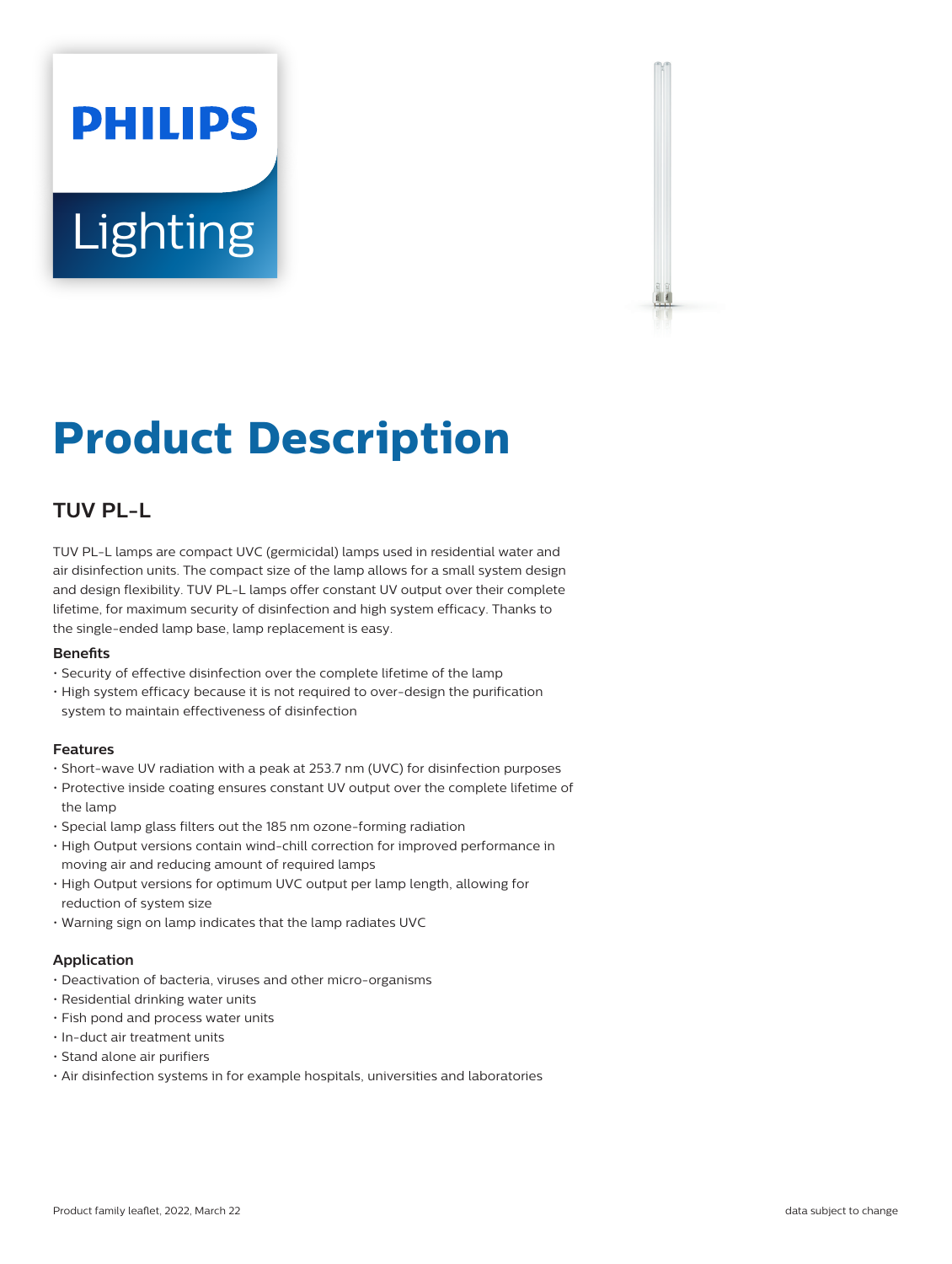# Product Description

## TUV PL-L

TUV PL-L lamps are compact UVC (germicidal) lamps used in residential water and air disinfection units. The compact size of the lamp allows for a small system design and design flexibility. TUV PL-L lamps offer constant UV output over their complete lifetime, for maximum security of disinfection and high system efficacy. Thanks to the single-ended lamp base, lamp replacement is easy.

### Benefits

- Security of effective disinfection over the complete lifetime of the lamp
- High system efficacy because it is not required to over-design the purification system to maintain effectiveness of disinfection

### Features

- Short-wave UV radiation with a peak at 253.7 nm (UVC) for disinfection purposes
- Protective inside coating ensures constant UV output over the complete lifetime of the lamp
- Special lamp glass filters out the 185 nm ozone-forming radiation
- High Output versions contain wind-chill correction for improved performance in moving air and reducing amount of required lamps
- High Output versions for optimum UVC output per lamp length, allowing for reduction of system size
- Warning sign on lamp indicates that the lamp radiates UVC

### Application

- Deactivation of bacteria, viruses and other micro-organisms
- Residential drinking water units
- Fish pond and process water units
- In-duct air treatment units
- Stand alone air purifiers
- Air disinfection systems in for example hospitals, universities and laboratories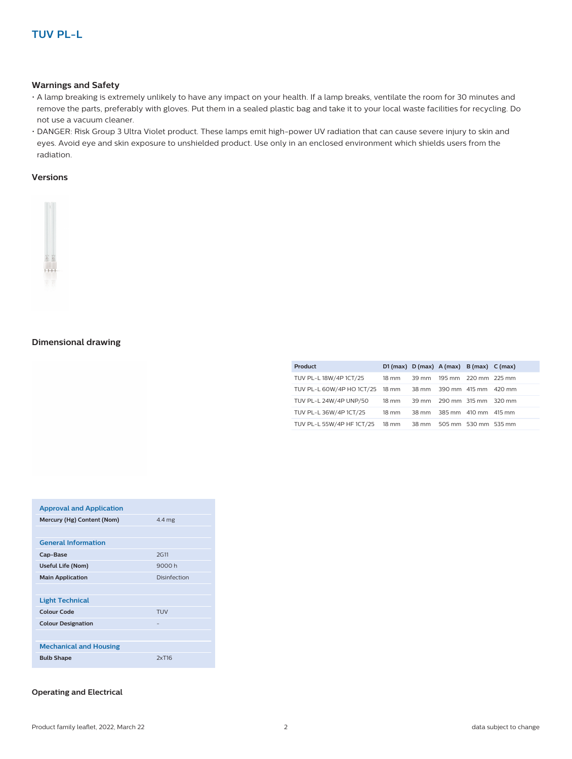# TUV PL-L

## Warnings and Safety

- A lamp breaking is extremely unlikely to have any impact on your health. If a lamp breaks, ventilate the room for 30 minutes and remove the parts, preferably with gloves. Put them in a sealed plastic bag and take it to your local waste facilities for recycling. Do not use a vacuum cleaner.
- DANGER: Risk Group 3 Ultra Violet product. These lamps emit high-power UV radiation that can cause severe injury to skin and eyes. Avoid eye and skin exposure to unshielded product. Use only in an enclosed environment which shields users from the radiation.

## Versions

## Dimensional drawing

| Product | D1 (max) | D (max) | A (max) | B (max) | C (max) |
|---|---|---|---|---|---|
| TUV PL-L 18W/4P 1CT/25 | 18 mm | 39 mm | 195 mm | 220 mm | 225 mm |
| TUV PL-L 60W/4P HO 1CT/25 | 18 mm | 38 mm | 390 mm | 415 mm | 420 mm |
| TUV PL-L 24W/4P UNP/50 | 18 mm | 39 mm | 290 mm | 315 mm | 320 mm |
| TUV PL-L 36W/4P 1CT/25 | 18 mm | 38 mm | 385 mm | 410 mm | 415 mm |
| TUV PL-L 55W/4P HF 1CT/25 | 18 mm | 38 mm | 505 mm | 530 mm | 535 mm |

| Approval and Application | |
|---|---|
| **Mercury (Hg) Content (Nom)** | 4.4 mg |
| **General Information** | |
| **Cap-Base** | 2G11 |
| **Useful Life (Nom)** | 9000 h |
| **Main Application** | Disinfection |
| **Light Technical** | |
| **Colour Code** | TUV |
| **Colour Designation** | - |
| **Mechanical and Housing** | |
| **Bulb Shape** | 2xT16 |

## Operating and Electrical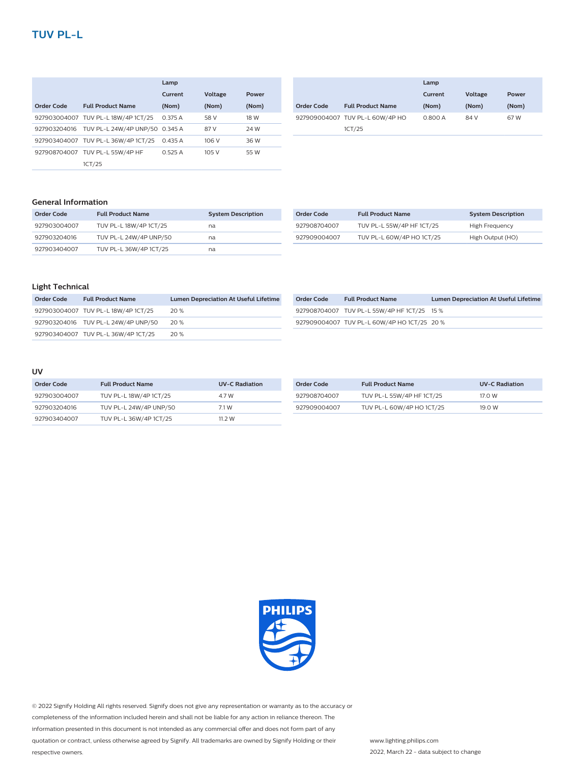## TUV PL-L

| Order Code | Full Product Name | Lamp Current (Nom) | Voltage (Nom) | Power (Nom) |
|---|---|---|---|---|
| 927903004007 | TUV PL-L 18W/4P 1CT/25 | 0.375 A | 58 V | 18 W |
| 927903204016 | TUV PL-L 24W/4P UNP/50 | 0.345 A | 87 V | 24 W |
| 927903404007 | TUV PL-L 36W/4P 1CT/25 | 0.435 A | 106 V | 36 W |
| 927908704007 | TUV PL-L 55W/4P HF 1CT/25 | 0.525 A | 105 V | 55 W |
| 927909004007 | TUV PL-L 60W/4P HO 1CT/25 | 0.800 A | 84 V | 67 W |

### General Information

| Order Code | Full Product Name | System Description |
|---|---|---|
| 927903004007 | TUV PL-L 18W/4P 1CT/25 | na |
| 927903204016 | TUV PL-L 24W/4P UNP/50 | na |
| 927903404007 | TUV PL-L 36W/4P 1CT/25 | na |
| 927908704007 | TUV PL-L 55W/4P HF 1CT/25 | High Frequency |
| 927909004007 | TUV PL-L 60W/4P HO 1CT/25 | High Output (HO) |

### Light Technical

| Order Code | Full Product Name | Lumen Depreciation At Useful Lifetime |
|---|---|---|
| 927903004007 | TUV PL-L 18W/4P 1CT/25 | 20 % |
| 927903204016 | TUV PL-L 24W/4P UNP/50 | 20 % |
| 927903404007 | TUV PL-L 36W/4P 1CT/25 | 20 % |
| 927908704007 | TUV PL-L 55W/4P HF 1CT/25 | 15 % |
| 927909004007 | TUV PL-L 60W/4P HO 1CT/25 | 20 % |

### UV

| Order Code | Full Product Name | UV-C Radiation |
|---|---|---|
| 927903004007 | TUV PL-L 18W/4P 1CT/25 | 4.7 W |
| 927903204016 | TUV PL-L 24W/4P UNP/50 | 7.1 W |
| 927903404007 | TUV PL-L 36W/4P 1CT/25 | 11.2 W |
| 927908704007 | TUV PL-L 55W/4P HF 1CT/25 | 17.0 W |
| 927909004007 | TUV PL-L 60W/4P HO 1CT/25 | 19.0 W |

© 2022 Signify Holding All rights reserved. Signify does not give any representation or warranty as to the accuracy or completeness of the information included herein and shall not be liable for any action in reliance thereon. The information presented in this document is not intended as any commercial offer and does not form part of any quotation or contract, unless otherwise agreed by Signify. All trademarks are owned by Signify Holding or their respective owners.

www.lighting.philips.com

2022, March 22 - data subject to change